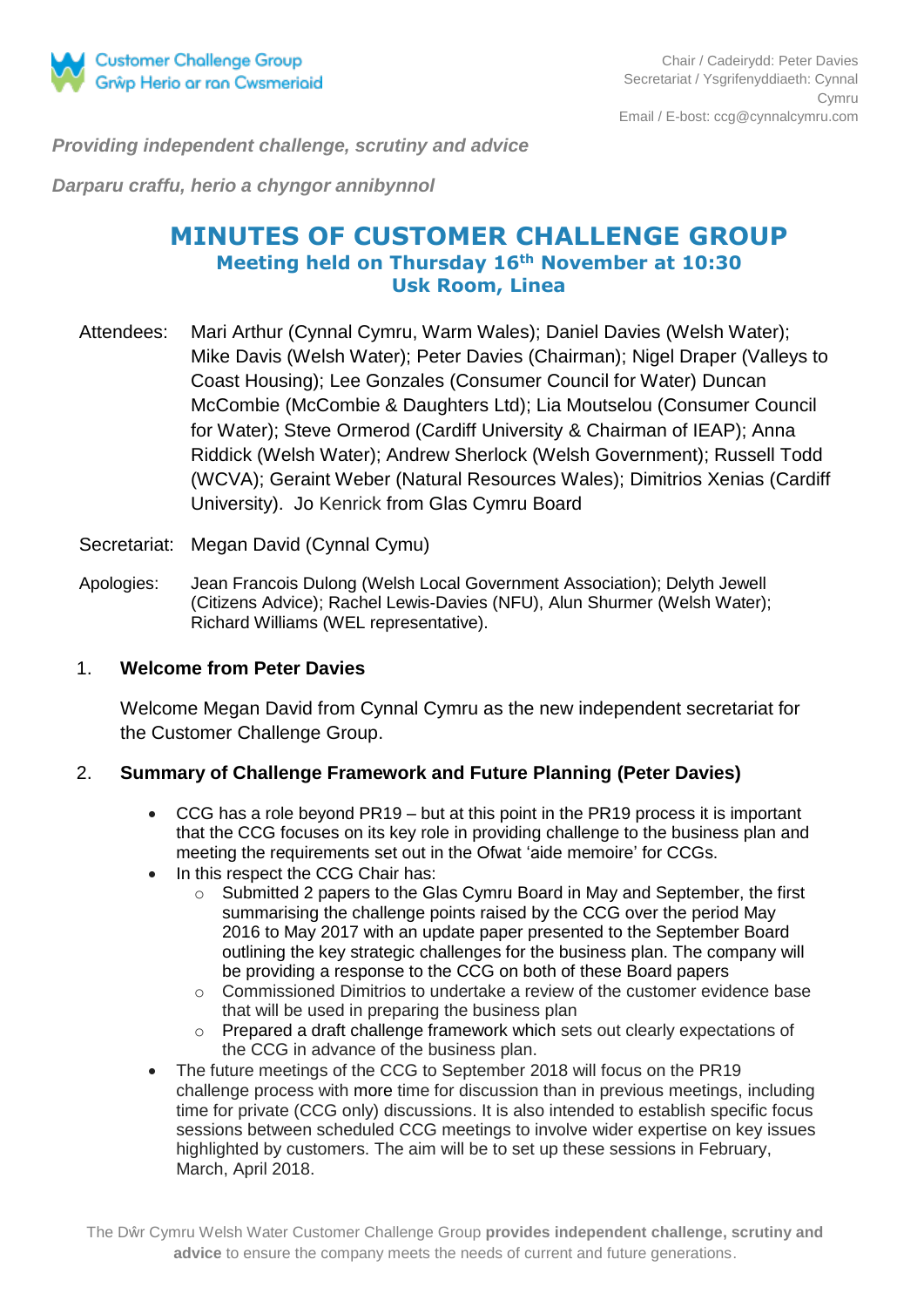Customer Challenge Group
Grŵp Herio ar ran Cwsmeriaid

Chair / Cadeirydd: Peter Davies
Secretariat / Ysgrifenyddiaeth: Cynnal Cymru
Email / E-bost: ccg@cynnalcymru.com

***Providing independent challenge, scrutiny and advice***

***Darparu craffu, herio a chyngor annibynnol***

# MINUTES OF CUSTOMER CHALLENGE GROUP

## Meeting held on Thursday 16th November at 10:30
## Usk Room, Linea

Attendees: Mari Arthur (Cynnal Cymru, Warm Wales); Daniel Davies (Welsh Water); Mike Davis (Welsh Water); Peter Davies (Chairman); Nigel Draper (Valleys to Coast Housing); Lee Gonzales (Consumer Council for Water) Duncan McCombie (McCombie & Daughters Ltd); Lia Moutselou (Consumer Council for Water); Steve Ormerod (Cardiff University & Chairman of IEAP); Anna Riddick (Welsh Water); Andrew Sherlock (Welsh Government); Russell Todd (WCVA); Geraint Weber (Natural Resources Wales); Dimitrios Xenias (Cardiff University). Jo Kenrick from Glas Cymru Board

Secretariat: Megan David (Cynnal Cymu)

Apologies: Jean Francois Dulong (Welsh Local Government Association); Delyth Jewell (Citizens Advice); Rachel Lewis-Davies (NFU), Alun Shurmer (Welsh Water); Richard Williams (WEL representative).

1. **Welcome from Peter Davies**

   Welcome Megan David from Cynnal Cymru as the new independent secretariat for the Customer Challenge Group.

2. **Summary of Challenge Framework and Future Planning (Peter Davies)**

   - CCG has a role beyond PR19 – but at this point in the PR19 process it is important that the CCG focuses on its key role in providing challenge to the business plan and meeting the requirements set out in the Ofwat 'aide memoire' for CCGs.
   - In this respect the CCG Chair has:
     - Submitted 2 papers to the Glas Cymru Board in May and September, the first summarising the challenge points raised by the CCG over the period May 2016 to May 2017 with an update paper presented to the September Board outlining the key strategic challenges for the business plan. The company will be providing a response to the CCG on both of these Board papers
     - Commissioned Dimitrios to undertake a review of the customer evidence base that will be used in preparing the business plan
     - Prepared a draft challenge framework which sets out clearly expectations of the CCG in advance of the business plan.
   - The future meetings of the CCG to September 2018 will focus on the PR19 challenge process with more time for discussion than in previous meetings, including time for private (CCG only) discussions. It is also intended to establish specific focus sessions between scheduled CCG meetings to involve wider expertise on key issues highlighted by customers. The aim will be to set up these sessions in February, March, April 2018.

The Dŵr Cymru Welsh Water Customer Challenge Group **provides independent challenge, scrutiny and advice** to ensure the company meets the needs of current and future generations.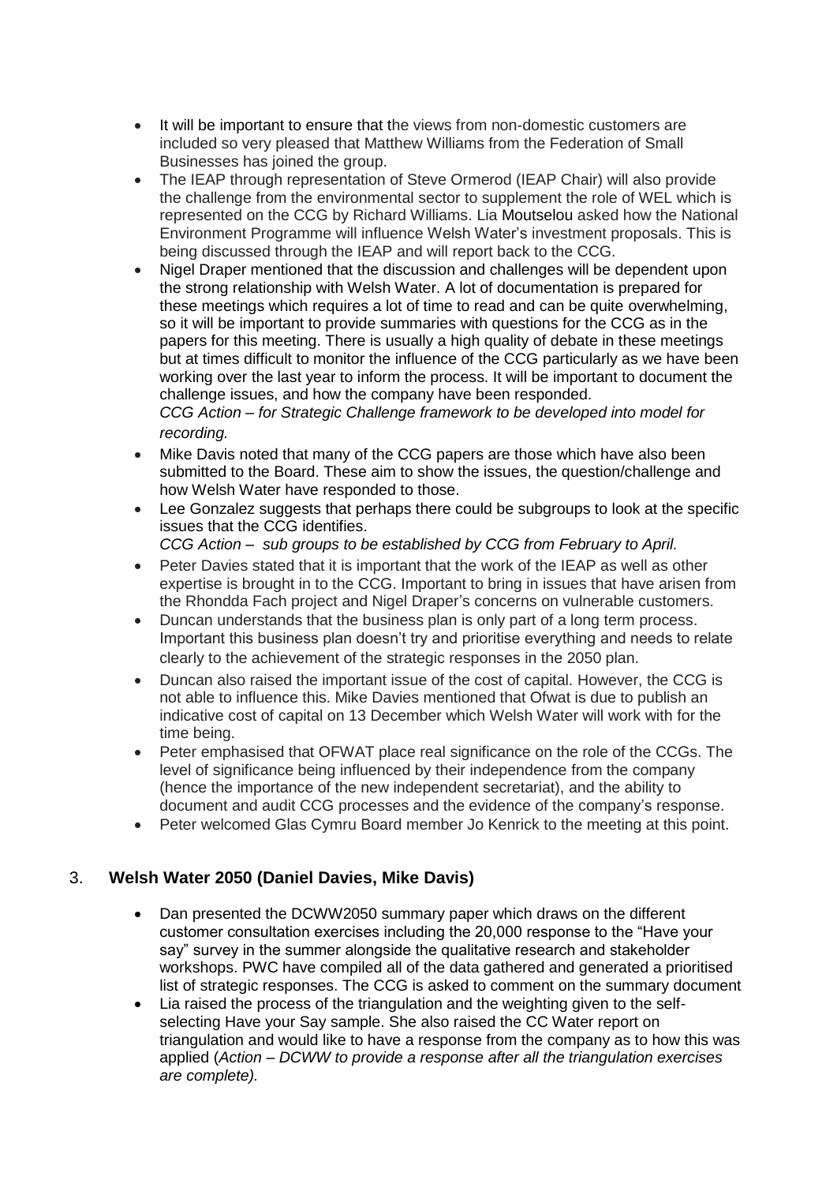- It will be important to ensure that the views from non-domestic customers are included so very pleased that Matthew Williams from the Federation of Small Businesses has joined the group.
- The IEAP through representation of Steve Ormerod (IEAP Chair) will also provide the challenge from the environmental sector to supplement the role of WEL which is represented on the CCG by Richard Williams. Lia Moutselou asked how the National Environment Programme will influence Welsh Water's investment proposals. This is being discussed through the IEAP and will report back to the CCG.
- Nigel Draper mentioned that the discussion and challenges will be dependent upon the strong relationship with Welsh Water. A lot of documentation is prepared for these meetings which requires a lot of time to read and can be quite overwhelming, so it will be important to provide summaries with questions for the CCG as in the papers for this meeting. There is usually a high quality of debate in these meetings but at times difficult to monitor the influence of the CCG particularly as we have been working over the last year to inform the process. It will be important to document the challenge issues, and how the company have been responded.
  *CCG Action – for Strategic Challenge framework to be developed into model for recording.*
- Mike Davis noted that many of the CCG papers are those which have also been submitted to the Board. These aim to show the issues, the question/challenge and how Welsh Water have responded to those.
- Lee Gonzalez suggests that perhaps there could be subgroups to look at the specific issues that the CCG identifies.
  *CCG Action – sub groups to be established by CCG from February to April.*
- Peter Davies stated that it is important that the work of the IEAP as well as other expertise is brought in to the CCG. Important to bring in issues that have arisen from the Rhondda Fach project and Nigel Draper's concerns on vulnerable customers.
- Duncan understands that the business plan is only part of a long term process. Important this business plan doesn't try and prioritise everything and needs to relate clearly to the achievement of the strategic responses in the 2050 plan.
- Duncan also raised the important issue of the cost of capital. However, the CCG is not able to influence this. Mike Davies mentioned that Ofwat is due to publish an indicative cost of capital on 13 December which Welsh Water will work with for the time being.
- Peter emphasised that OFWAT place real significance on the role of the CCGs. The level of significance being influenced by their independence from the company (hence the importance of the new independent secretariat), and the ability to document and audit CCG processes and the evidence of the company's response.
- Peter welcomed Glas Cymru Board member Jo Kenrick to the meeting at this point.

## 3. Welsh Water 2050 (Daniel Davies, Mike Davis)

- Dan presented the DCWW2050 summary paper which draws on the different customer consultation exercises including the 20,000 response to the "Have your say" survey in the summer alongside the qualitative research and stakeholder workshops. PWC have compiled all of the data gathered and generated a prioritised list of strategic responses. The CCG is asked to comment on the summary document
- Lia raised the process of the triangulation and the weighting given to the self-selecting Have your Say sample. She also raised the CC Water report on triangulation and would like to have a response from the company as to how this was applied (*Action – DCWW to provide a response after all the triangulation exercises are complete).*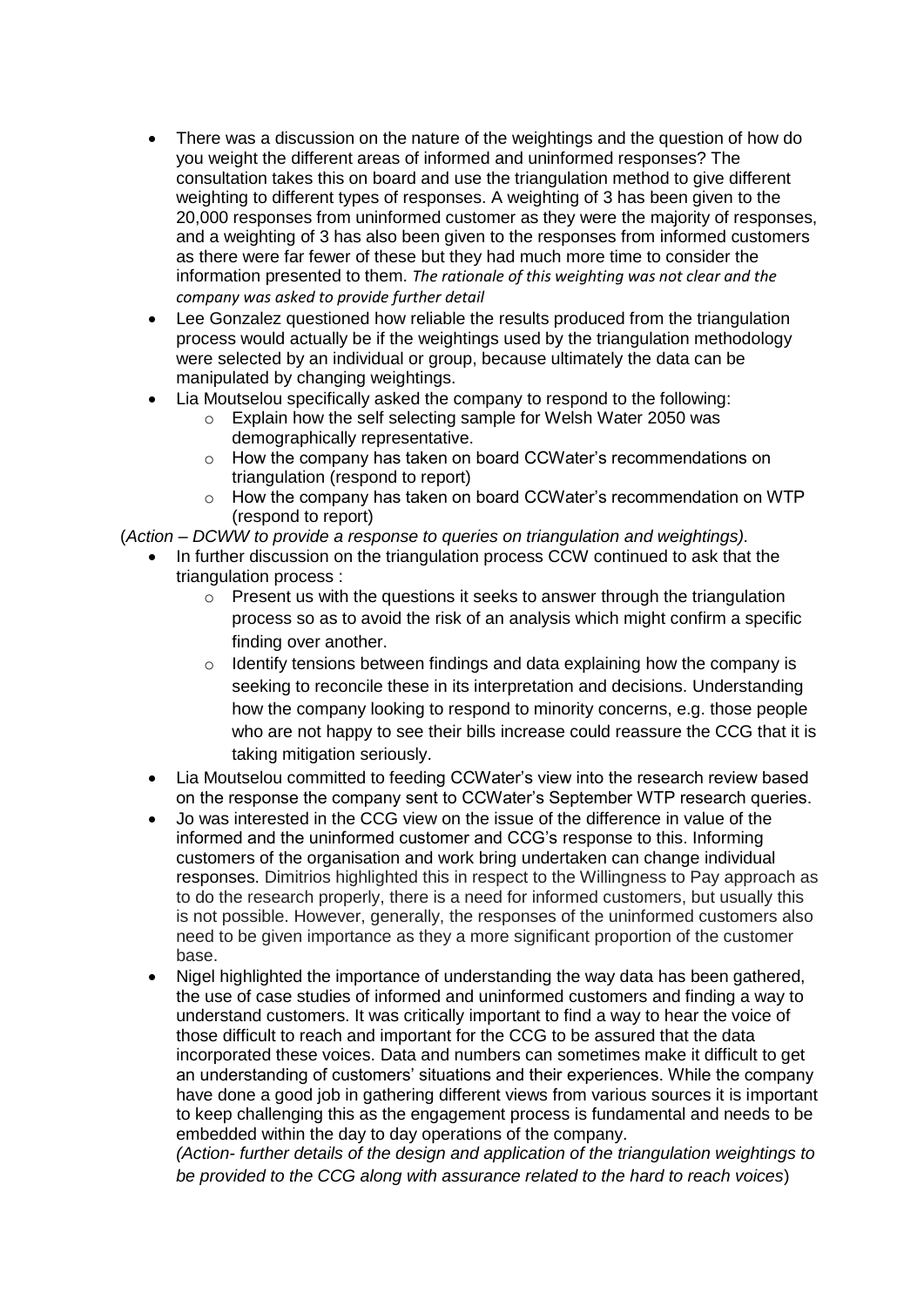- There was a discussion on the nature of the weightings and the question of how do you weight the different areas of informed and uninformed responses? The consultation takes this on board and use the triangulation method to give different weighting to different types of responses. A weighting of 3 has been given to the 20,000 responses from uninformed customer as they were the majority of responses, and a weighting of 3 has also been given to the responses from informed customers as there were far fewer of these but they had much more time to consider the information presented to them. *The rationale of this weighting was not clear and the company was asked to provide further detail*
- Lee Gonzalez questioned how reliable the results produced from the triangulation process would actually be if the weightings used by the triangulation methodology were selected by an individual or group, because ultimately the data can be manipulated by changing weightings.
- Lia Moutselou specifically asked the company to respond to the following:
  - Explain how the self selecting sample for Welsh Water 2050 was demographically representative.
  - How the company has taken on board CCWater's recommendations on triangulation (respond to report)
  - How the company has taken on board CCWater's recommendation on WTP (respond to report)

(*Action – DCWW to provide a response to queries on triangulation and weightings).*

- In further discussion on the triangulation process CCW continued to ask that the triangulation process :
  - Present us with the questions it seeks to answer through the triangulation process so as to avoid the risk of an analysis which might confirm a specific finding over another.
  - Identify tensions between findings and data explaining how the company is seeking to reconcile these in its interpretation and decisions. Understanding how the company looking to respond to minority concerns, e.g. those people who are not happy to see their bills increase could reassure the CCG that it is taking mitigation seriously.
- Lia Moutselou committed to feeding CCWater's view into the research review based on the response the company sent to CCWater's September WTP research queries.
- Jo was interested in the CCG view on the issue of the difference in value of the informed and the uninformed customer and CCG's response to this. Informing customers of the organisation and work bring undertaken can change individual responses. Dimitrios highlighted this in respect to the Willingness to Pay approach as to do the research properly, there is a need for informed customers, but usually this is not possible. However, generally, the responses of the uninformed customers also need to be given importance as they a more significant proportion of the customer base.
- Nigel highlighted the importance of understanding the way data has been gathered, the use of case studies of informed and uninformed customers and finding a way to understand customers. It was critically important to find a way to hear the voice of those difficult to reach and important for the CCG to be assured that the data incorporated these voices. Data and numbers can sometimes make it difficult to get an understanding of customers' situations and their experiences. While the company have done a good job in gathering different views from various sources it is important to keep challenging this as the engagement process is fundamental and needs to be embedded within the day to day operations of the company.

  *(Action- further details of the design and application of the triangulation weightings to be provided to the CCG along with assurance related to the hard to reach voices*)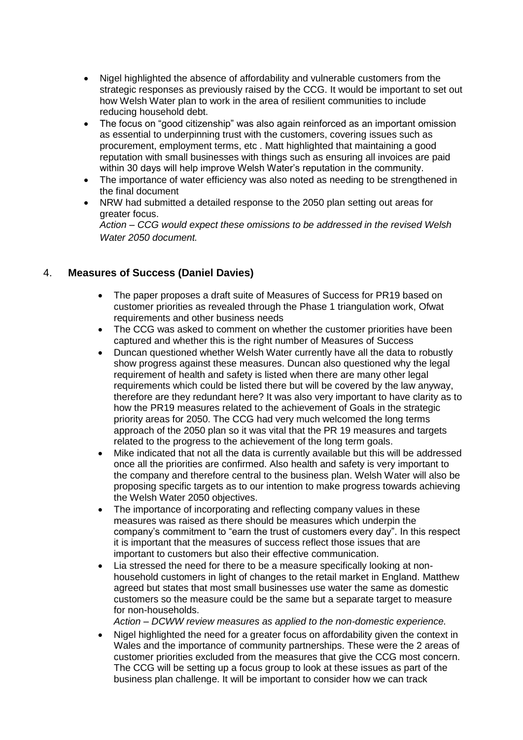- Nigel highlighted the absence of affordability and vulnerable customers from the strategic responses as previously raised by the CCG. It would be important to set out how Welsh Water plan to work in the area of resilient communities to include reducing household debt.
- The focus on "good citizenship" was also again reinforced as an important omission as essential to underpinning trust with the customers, covering issues such as procurement, employment terms, etc . Matt highlighted that maintaining a good reputation with small businesses with things such as ensuring all invoices are paid within 30 days will help improve Welsh Water's reputation in the community.
- The importance of water efficiency was also noted as needing to be strengthened in the final document
- NRW had submitted a detailed response to the 2050 plan setting out areas for greater focus.

  *Action – CCG would expect these omissions to be addressed in the revised Welsh Water 2050 document.*

## 4. **Measures of Success (Daniel Davies)**

- The paper proposes a draft suite of Measures of Success for PR19 based on customer priorities as revealed through the Phase 1 triangulation work, Ofwat requirements and other business needs
- The CCG was asked to comment on whether the customer priorities have been captured and whether this is the right number of Measures of Success
- Duncan questioned whether Welsh Water currently have all the data to robustly show progress against these measures. Duncan also questioned why the legal requirement of health and safety is listed when there are many other legal requirements which could be listed there but will be covered by the law anyway, therefore are they redundant here? It was also very important to have clarity as to how the PR19 measures related to the achievement of Goals in the strategic priority areas for 2050. The CCG had very much welcomed the long terms approach of the 2050 plan so it was vital that the PR 19 measures and targets related to the progress to the achievement of the long term goals.
- Mike indicated that not all the data is currently available but this will be addressed once all the priorities are confirmed. Also health and safety is very important to the company and therefore central to the business plan. Welsh Water will also be proposing specific targets as to our intention to make progress towards achieving the Welsh Water 2050 objectives.
- The importance of incorporating and reflecting company values in these measures was raised as there should be measures which underpin the company's commitment to "earn the trust of customers every day". In this respect it is important that the measures of success reflect those issues that are important to customers but also their effective communication.
- Lia stressed the need for there to be a measure specifically looking at non-household customers in light of changes to the retail market in England. Matthew agreed but states that most small businesses use water the same as domestic customers so the measure could be the same but a separate target to measure for non-households.

  *Action – DCWW review measures as applied to the non-domestic experience.*
- Nigel highlighted the need for a greater focus on affordability given the context in Wales and the importance of community partnerships. These were the 2 areas of customer priorities excluded from the measures that give the CCG most concern. The CCG will be setting up a focus group to look at these issues as part of the business plan challenge. It will be important to consider how we can track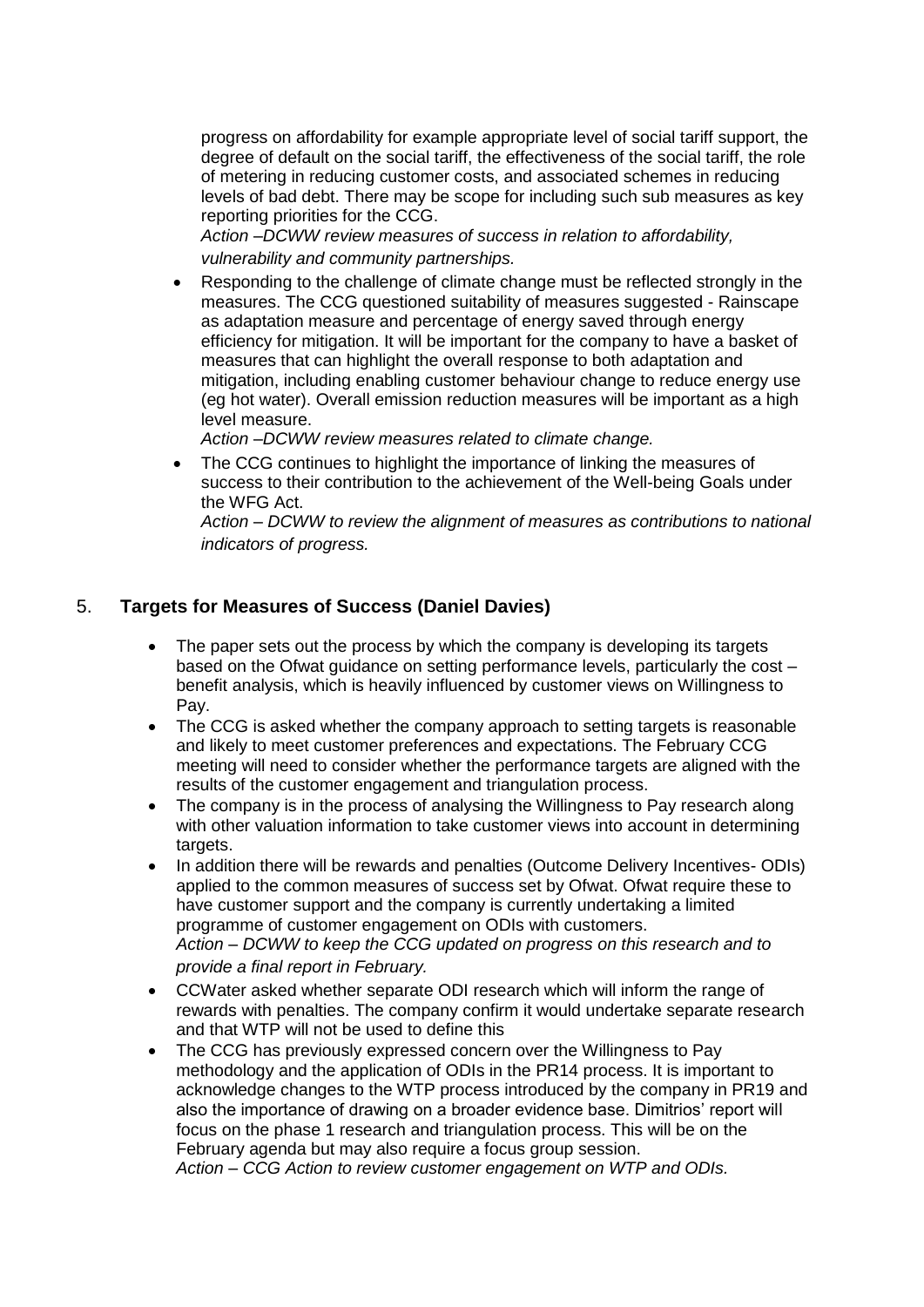progress on affordability for example appropriate level of social tariff support, the degree of default on the social tariff, the effectiveness of the social tariff, the role of metering in reducing customer costs, and associated schemes in reducing levels of bad debt. There may be scope for including such sub measures as key reporting priorities for the CCG.
*Action –DCWW review measures of success in relation to affordability, vulnerability and community partnerships.*

- Responding to the challenge of climate change must be reflected strongly in the measures. The CCG questioned suitability of measures suggested - Rainscape as adaptation measure and percentage of energy saved through energy efficiency for mitigation. It will be important for the company to have a basket of measures that can highlight the overall response to both adaptation and mitigation, including enabling customer behaviour change to reduce energy use (eg hot water). Overall emission reduction measures will be important as a high level measure.
  *Action –DCWW review measures related to climate change.*
- The CCG continues to highlight the importance of linking the measures of success to their contribution to the achievement of the Well-being Goals under the WFG Act.
  *Action – DCWW to review the alignment of measures as contributions to national indicators of progress.*

## 5. **Targets for Measures of Success (Daniel Davies)**

- The paper sets out the process by which the company is developing its targets based on the Ofwat guidance on setting performance levels, particularly the cost – benefit analysis, which is heavily influenced by customer views on Willingness to Pay.
- The CCG is asked whether the company approach to setting targets is reasonable and likely to meet customer preferences and expectations. The February CCG meeting will need to consider whether the performance targets are aligned with the results of the customer engagement and triangulation process.
- The company is in the process of analysing the Willingness to Pay research along with other valuation information to take customer views into account in determining targets.
- In addition there will be rewards and penalties (Outcome Delivery Incentives- ODIs) applied to the common measures of success set by Ofwat. Ofwat require these to have customer support and the company is currently undertaking a limited programme of customer engagement on ODIs with customers.
  *Action – DCWW to keep the CCG updated on progress on this research and to provide a final report in February.*
- CCWater asked whether separate ODI research which will inform the range of rewards with penalties. The company confirm it would undertake separate research and that WTP will not be used to define this
- The CCG has previously expressed concern over the Willingness to Pay methodology and the application of ODIs in the PR14 process. It is important to acknowledge changes to the WTP process introduced by the company in PR19 and also the importance of drawing on a broader evidence base. Dimitrios' report will focus on the phase 1 research and triangulation process. This will be on the February agenda but may also require a focus group session.
  *Action – CCG Action to review customer engagement on WTP and ODIs.*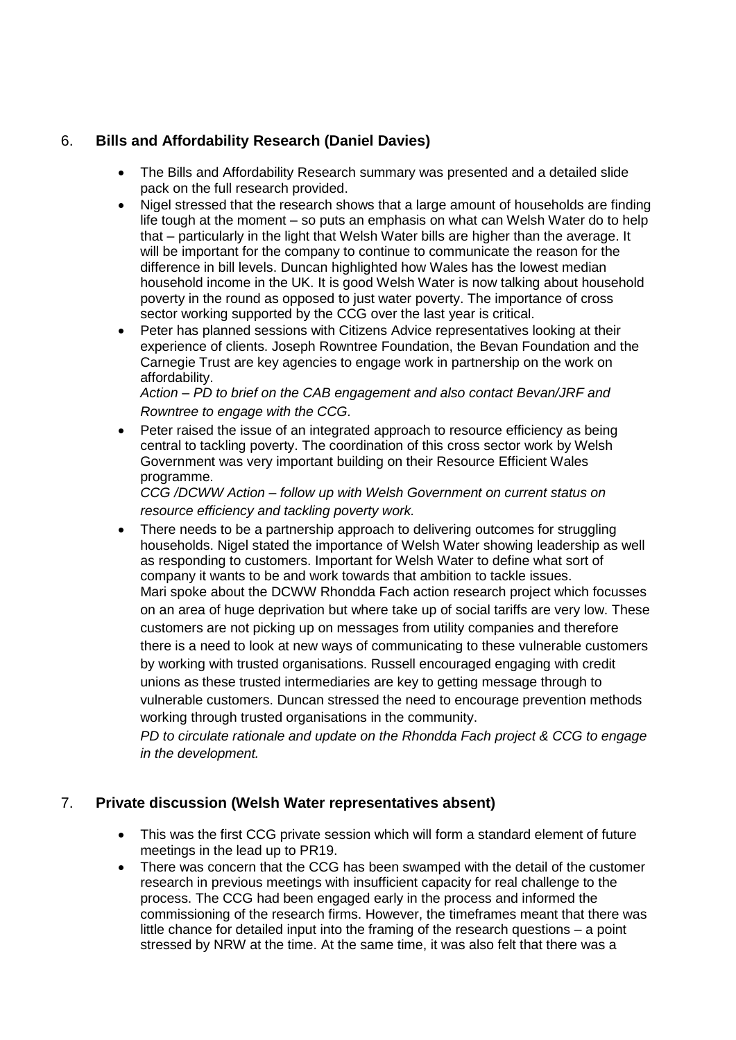6. **Bills and Affordability Research (Daniel Davies)**

- The Bills and Affordability Research summary was presented and a detailed slide pack on the full research provided.
- Nigel stressed that the research shows that a large amount of households are finding life tough at the moment – so puts an emphasis on what can Welsh Water do to help that – particularly in the light that Welsh Water bills are higher than the average. It will be important for the company to continue to communicate the reason for the difference in bill levels. Duncan highlighted how Wales has the lowest median household income in the UK. It is good Welsh Water is now talking about household poverty in the round as opposed to just water poverty. The importance of cross sector working supported by the CCG over the last year is critical.
- Peter has planned sessions with Citizens Advice representatives looking at their experience of clients. Joseph Rowntree Foundation, the Bevan Foundation and the Carnegie Trust are key agencies to engage work in partnership on the work on affordability.
  *Action – PD to brief on the CAB engagement and also contact Bevan/JRF and Rowntree to engage with the CCG.*
- Peter raised the issue of an integrated approach to resource efficiency as being central to tackling poverty. The coordination of this cross sector work by Welsh Government was very important building on their Resource Efficient Wales programme.
  *CCG /DCWW Action – follow up with Welsh Government on current status on resource efficiency and tackling poverty work.*
- There needs to be a partnership approach to delivering outcomes for struggling households. Nigel stated the importance of Welsh Water showing leadership as well as responding to customers. Important for Welsh Water to define what sort of company it wants to be and work towards that ambition to tackle issues.
  Mari spoke about the DCWW Rhondda Fach action research project which focusses on an area of huge deprivation but where take up of social tariffs are very low. These customers are not picking up on messages from utility companies and therefore there is a need to look at new ways of communicating to these vulnerable customers by working with trusted organisations. Russell encouraged engaging with credit unions as these trusted intermediaries are key to getting message through to vulnerable customers. Duncan stressed the need to encourage prevention methods working through trusted organisations in the community.
  *PD to circulate rationale and update on the Rhondda Fach project & CCG to engage in the development.*

7. **Private discussion (Welsh Water representatives absent)**

- This was the first CCG private session which will form a standard element of future meetings in the lead up to PR19.
- There was concern that the CCG has been swamped with the detail of the customer research in previous meetings with insufficient capacity for real challenge to the process. The CCG had been engaged early in the process and informed the commissioning of the research firms. However, the timeframes meant that there was little chance for detailed input into the framing of the research questions – a point stressed by NRW at the time. At the same time, it was also felt that there was a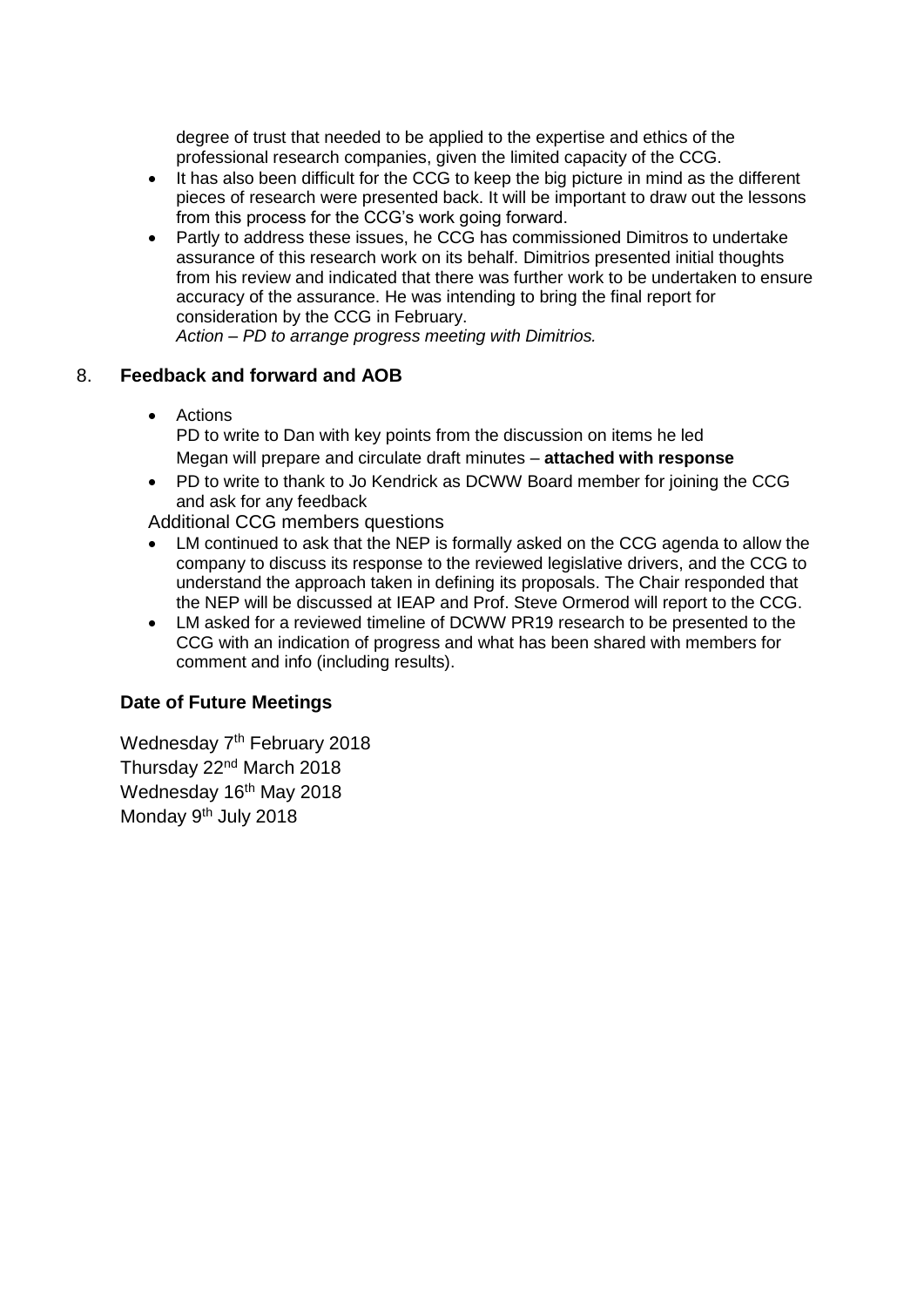degree of trust that needed to be applied to the expertise and ethics of the professional research companies, given the limited capacity of the CCG.

- It has also been difficult for the CCG to keep the big picture in mind as the different pieces of research were presented back. It will be important to draw out the lessons from this process for the CCG's work going forward.
- Partly to address these issues, he CCG has commissioned Dimitros to undertake assurance of this research work on its behalf. Dimitrios presented initial thoughts from his review and indicated that there was further work to be undertaken to ensure accuracy of the assurance. He was intending to bring the final report for consideration by the CCG in February.
  *Action – PD to arrange progress meeting with Dimitrios.*

## 8. Feedback and forward and AOB

- Actions
  PD to write to Dan with key points from the discussion on items he led
  Megan will prepare and circulate draft minutes – **attached with response**
- PD to write to thank to Jo Kendrick as DCWW Board member for joining the CCG and ask for any feedback

Additional CCG members questions

- LM continued to ask that the NEP is formally asked on the CCG agenda to allow the company to discuss its response to the reviewed legislative drivers, and the CCG to understand the approach taken in defining its proposals. The Chair responded that the NEP will be discussed at IEAP and Prof. Steve Ormerod will report to the CCG.
- LM asked for a reviewed timeline of DCWW PR19 research to be presented to the CCG with an indication of progress and what has been shared with members for comment and info (including results).

## Date of Future Meetings

Wednesday 7th February 2018
Thursday 22nd March 2018
Wednesday 16th May 2018
Monday 9th July 2018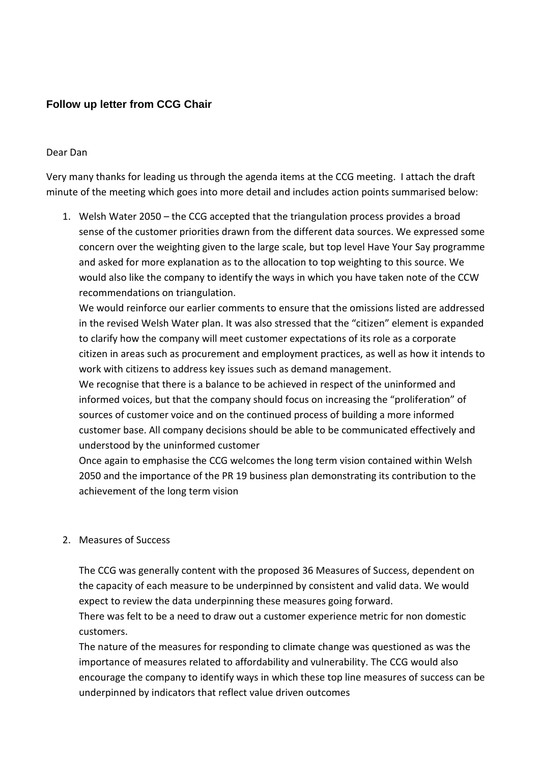### Follow up letter from CCG Chair

Dear Dan

Very many thanks for leading us through the agenda items at the CCG meeting. I attach the draft minute of the meeting which goes into more detail and includes action points summarised below:

1. Welsh Water 2050 – the CCG accepted that the triangulation process provides a broad sense of the customer priorities drawn from the different data sources. We expressed some concern over the weighting given to the large scale, but top level Have Your Say programme and asked for more explanation as to the allocation to top weighting to this source. We would also like the company to identify the ways in which you have taken note of the CCW recommendations on triangulation.

   We would reinforce our earlier comments to ensure that the omissions listed are addressed in the revised Welsh Water plan. It was also stressed that the "citizen" element is expanded to clarify how the company will meet customer expectations of its role as a corporate citizen in areas such as procurement and employment practices, as well as how it intends to work with citizens to address key issues such as demand management.

   We recognise that there is a balance to be achieved in respect of the uninformed and informed voices, but that the company should focus on increasing the "proliferation" of sources of customer voice and on the continued process of building a more informed customer base. All company decisions should be able to be communicated effectively and understood by the uninformed customer

   Once again to emphasise the CCG welcomes the long term vision contained within Welsh 2050 and the importance of the PR 19 business plan demonstrating its contribution to the achievement of the long term vision

2. Measures of Success

   The CCG was generally content with the proposed 36 Measures of Success, dependent on the capacity of each measure to be underpinned by consistent and valid data. We would expect to review the data underpinning these measures going forward.

   There was felt to be a need to draw out a customer experience metric for non domestic customers.

   The nature of the measures for responding to climate change was questioned as was the importance of measures related to affordability and vulnerability. The CCG would also encourage the company to identify ways in which these top line measures of success can be underpinned by indicators that reflect value driven outcomes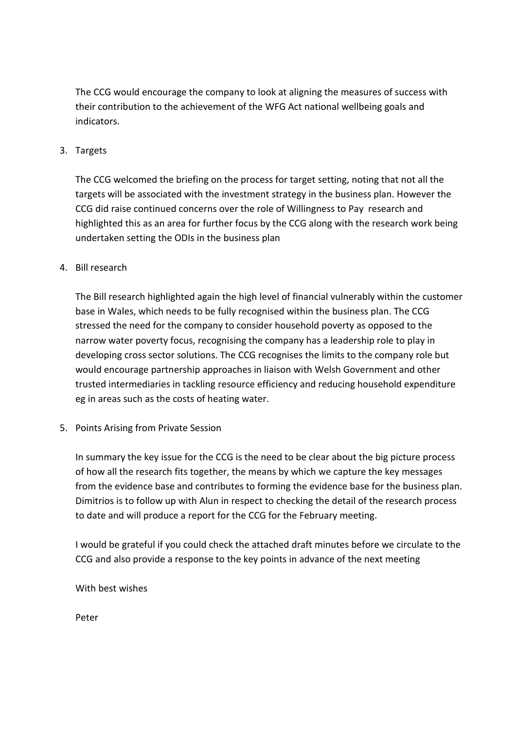The CCG would encourage the company to look at aligning the measures of success with their contribution to the achievement of the WFG Act national wellbeing goals and indicators.

3. Targets

   The CCG welcomed the briefing on the process for target setting, noting that not all the targets will be associated with the investment strategy in the business plan. However the CCG did raise continued concerns over the role of Willingness to Pay research and highlighted this as an area for further focus by the CCG along with the research work being undertaken setting the ODIs in the business plan

4. Bill research

   The Bill research highlighted again the high level of financial vulnerably within the customer base in Wales, which needs to be fully recognised within the business plan. The CCG stressed the need for the company to consider household poverty as opposed to the narrow water poverty focus, recognising the company has a leadership role to play in developing cross sector solutions. The CCG recognises the limits to the company role but would encourage partnership approaches in liaison with Welsh Government and other trusted intermediaries in tackling resource efficiency and reducing household expenditure eg in areas such as the costs of heating water.

5. Points Arising from Private Session

   In summary the key issue for the CCG is the need to be clear about the big picture process of how all the research fits together, the means by which we capture the key messages from the evidence base and contributes to forming the evidence base for the business plan. Dimitrios is to follow up with Alun in respect to checking the detail of the research process to date and will produce a report for the CCG for the February meeting.

   I would be grateful if you could check the attached draft minutes before we circulate to the CCG and also provide a response to the key points in advance of the next meeting

   With best wishes

   Peter